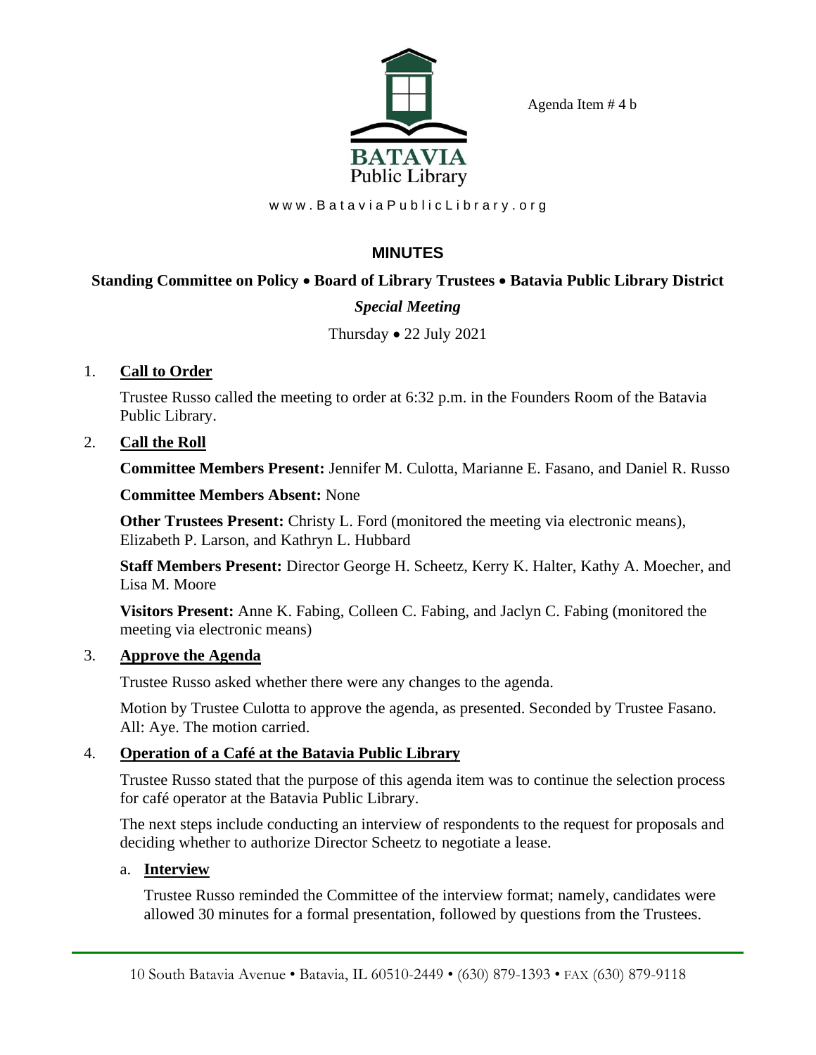Agenda Item # 4 b

BATAVIA
Public Library

www.BataviaPublicLibrary.org

## MINUTES

### Standing Committee on Policy • Board of Library Trustees • Batavia Public Library District

*Special Meeting*

Thursday • 22 July 2021

1. **Call to Order**

   Trustee Russo called the meeting to order at 6:32 p.m. in the Founders Room of the Batavia Public Library.

2. **Call the Roll**

   **Committee Members Present:** Jennifer M. Culotta, Marianne E. Fasano, and Daniel R. Russo

   **Committee Members Absent:** None

   **Other Trustees Present:** Christy L. Ford (monitored the meeting via electronic means), Elizabeth P. Larson, and Kathryn L. Hubbard

   **Staff Members Present:** Director George H. Scheetz, Kerry K. Halter, Kathy A. Moecher, and Lisa M. Moore

   **Visitors Present:** Anne K. Fabing, Colleen C. Fabing, and Jaclyn C. Fabing (monitored the meeting via electronic means)

3. **Approve the Agenda**

   Trustee Russo asked whether there were any changes to the agenda.

   Motion by Trustee Culotta to approve the agenda, as presented. Seconded by Trustee Fasano. All: Aye. The motion carried.

4. **Operation of a Café at the Batavia Public Library**

   Trustee Russo stated that the purpose of this agenda item was to continue the selection process for café operator at the Batavia Public Library.

   The next steps include conducting an interview of respondents to the request for proposals and deciding whether to authorize Director Scheetz to negotiate a lease.

   a. **Interview**

      Trustee Russo reminded the Committee of the interview format; namely, candidates were allowed 30 minutes for a formal presentation, followed by questions from the Trustees.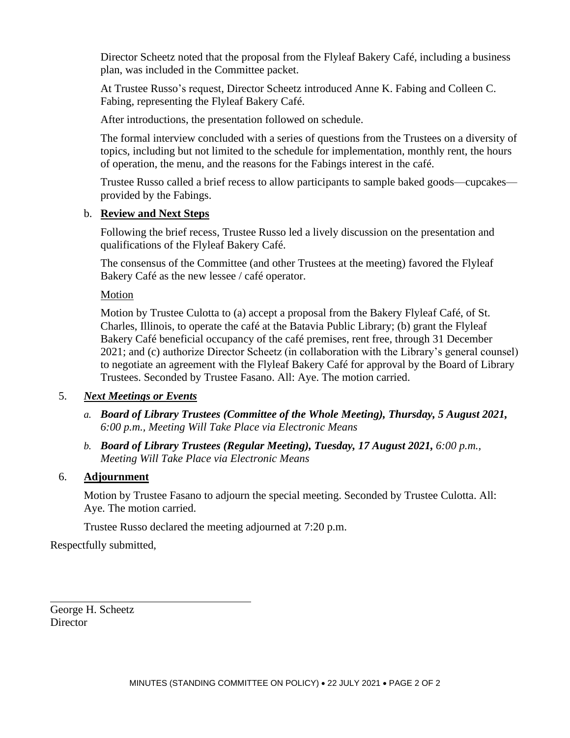Director Scheetz noted that the proposal from the Flyleaf Bakery Café, including a business plan, was included in the Committee packet.

At Trustee Russo's request, Director Scheetz introduced Anne K. Fabing and Colleen C. Fabing, representing the Flyleaf Bakery Café.

After introductions, the presentation followed on schedule.

The formal interview concluded with a series of questions from the Trustees on a diversity of topics, including but not limited to the schedule for implementation, monthly rent, the hours of operation, the menu, and the reasons for the Fabings interest in the café.

Trustee Russo called a brief recess to allow participants to sample baked goods—cupcakes—provided by the Fabings.

b. **Review and Next Steps**

Following the brief recess, Trustee Russo led a lively discussion on the presentation and qualifications of the Flyleaf Bakery Café.

The consensus of the Committee (and other Trustees at the meeting) favored the Flyleaf Bakery Café as the new lessee / café operator.

Motion

Motion by Trustee Culotta to (a) accept a proposal from the Bakery Flyleaf Café, of St. Charles, Illinois, to operate the café at the Batavia Public Library; (b) grant the Flyleaf Bakery Café beneficial occupancy of the café premises, rent free, through 31 December 2021; and (c) authorize Director Scheetz (in collaboration with the Library's general counsel) to negotiate an agreement with the Flyleaf Bakery Café for approval by the Board of Library Trustees. Seconded by Trustee Fasano. All: Aye. The motion carried.

5. ***Next Meetings or Events***

   *a.* ***Board of Library Trustees (Committee of the Whole Meeting), Thursday, 5 August 2021,*** *6:00 p.m., Meeting Will Take Place via Electronic Means*

   *b.* ***Board of Library Trustees (Regular Meeting), Tuesday, 17 August 2021,*** *6:00 p.m., Meeting Will Take Place via Electronic Means*

6. **Adjournment**

Motion by Trustee Fasano to adjourn the special meeting. Seconded by Trustee Culotta. All: Aye. The motion carried.

Trustee Russo declared the meeting adjourned at 7:20 p.m.

Respectfully submitted,

\_\_\_\_\_\_\_\_\_\_\_\_\_\_\_\_\_\_\_\_\_\_\_\_\_\_\_\_\_\_\_\_\_\_\_\_

George H. Scheetz
Director